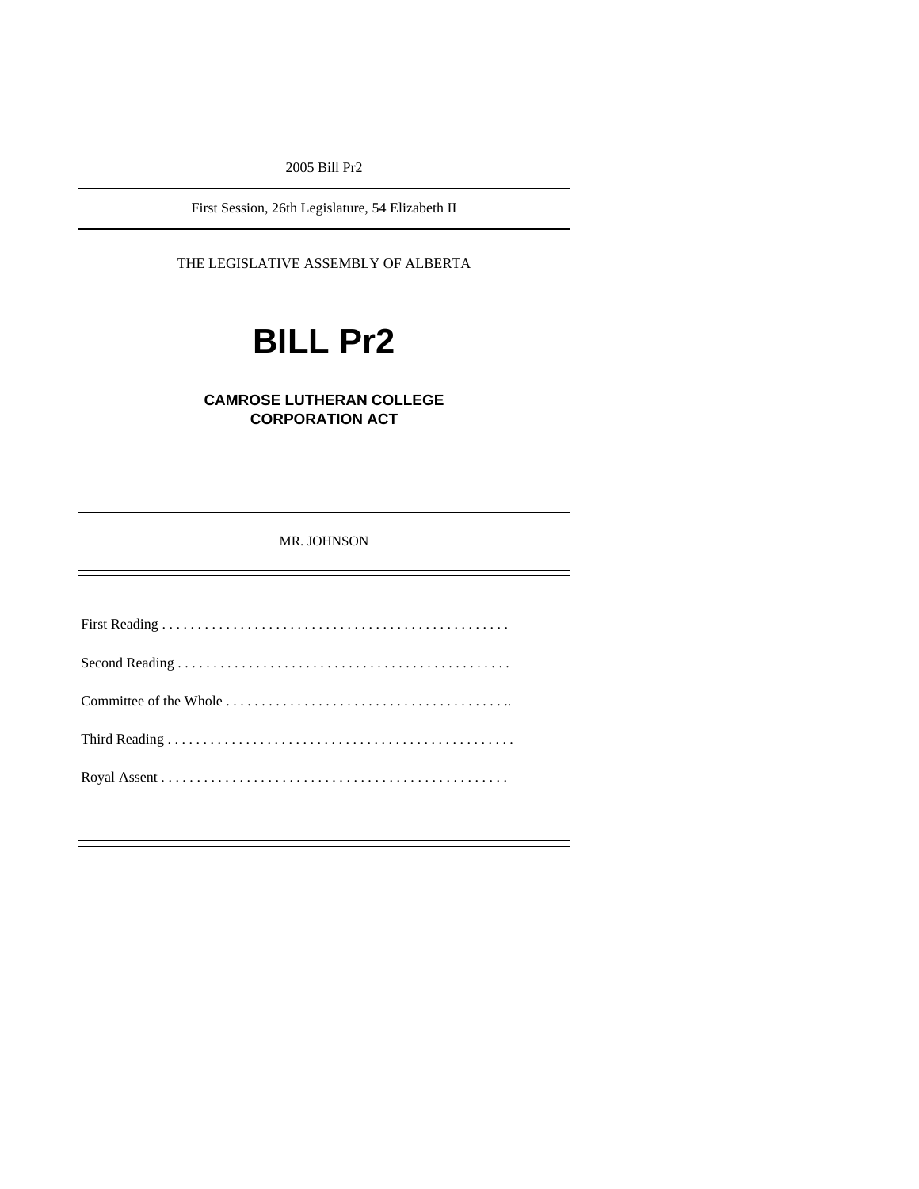2005 Bill Pr2

---

First Session, 26th Legislature, 54 Elizabeth II

---

THE LEGISLATIVE ASSEMBLY OF ALBERTA

# BILL Pr2

## CAMROSE LUTHERAN COLLEGE CORPORATION ACT

---

MR. JOHNSON

---

First Reading . . . . . . . . . . . . . . . . . . . . . . . . . . . . . . . . . . . . . . . . . . . . . . . .

Second Reading . . . . . . . . . . . . . . . . . . . . . . . . . . . . . . . . . . . . . . . . . . . . . .

Committee of the Whole . . . . . . . . . . . . . . . . . . . . . . . . . . . . . . . . . . . . . . . ..

Third Reading . . . . . . . . . . . . . . . . . . . . . . . . . . . . . . . . . . . . . . . . . . . . . . . .

Royal Assent . . . . . . . . . . . . . . . . . . . . . . . . . . . . . . . . . . . . . . . . . . . . . . . .

---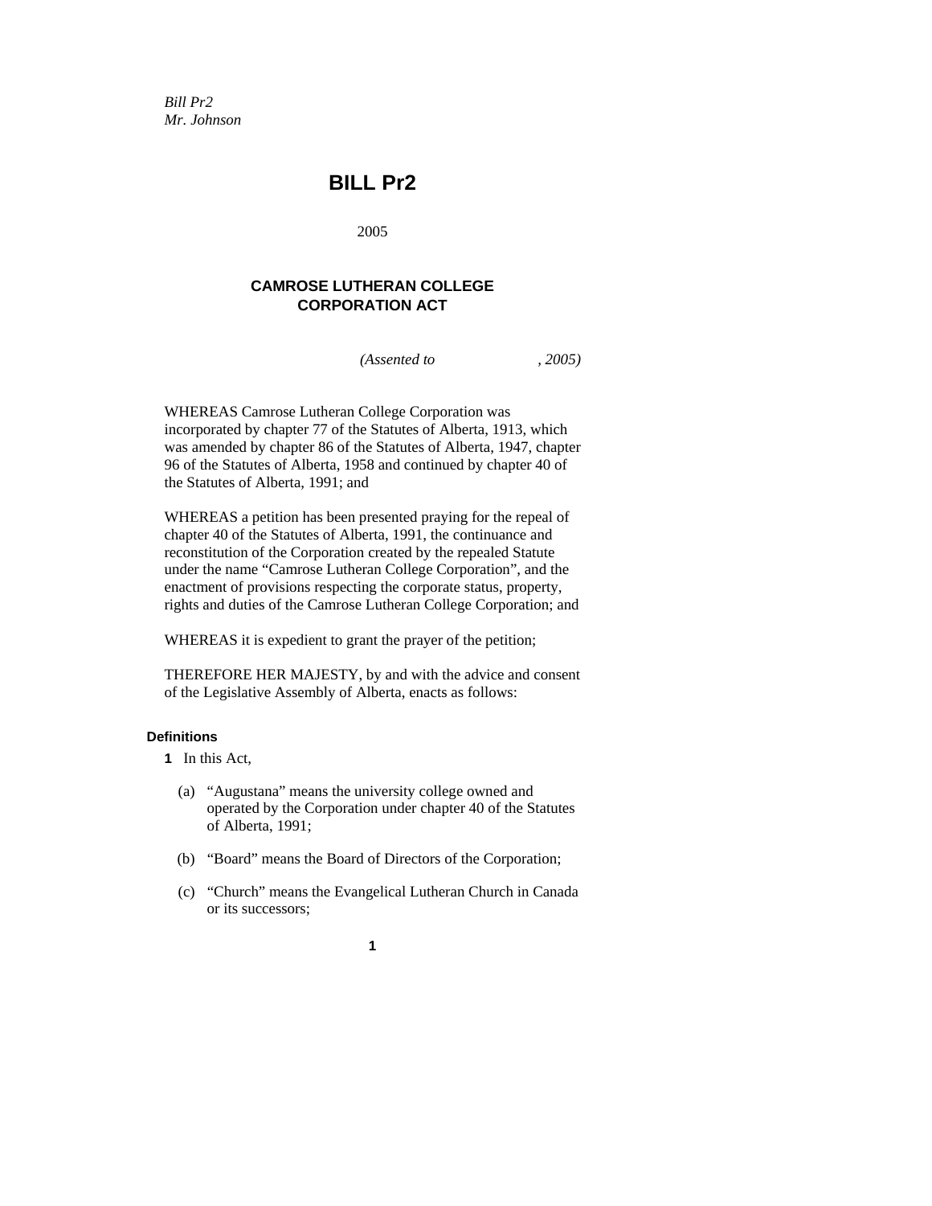*Bill Pr2*
*Mr. Johnson*

# BILL Pr2

2005

## CAMROSE LUTHERAN COLLEGE CORPORATION ACT

*(Assented to , 2005)*

WHEREAS Camrose Lutheran College Corporation was incorporated by chapter 77 of the Statutes of Alberta, 1913, which was amended by chapter 86 of the Statutes of Alberta, 1947, chapter 96 of the Statutes of Alberta, 1958 and continued by chapter 40 of the Statutes of Alberta, 1991; and

WHEREAS a petition has been presented praying for the repeal of chapter 40 of the Statutes of Alberta, 1991, the continuance and reconstitution of the Corporation created by the repealed Statute under the name "Camrose Lutheran College Corporation", and the enactment of provisions respecting the corporate status, property, rights and duties of the Camrose Lutheran College Corporation; and

WHEREAS it is expedient to grant the prayer of the petition;

THEREFORE HER MAJESTY, by and with the advice and consent of the Legislative Assembly of Alberta, enacts as follows:

#### Definitions

**1** In this Act,

(a) "Augustana" means the university college owned and operated by the Corporation under chapter 40 of the Statutes of Alberta, 1991;

(b) "Board" means the Board of Directors of the Corporation;

(c) "Church" means the Evangelical Lutheran Church in Canada or its successors;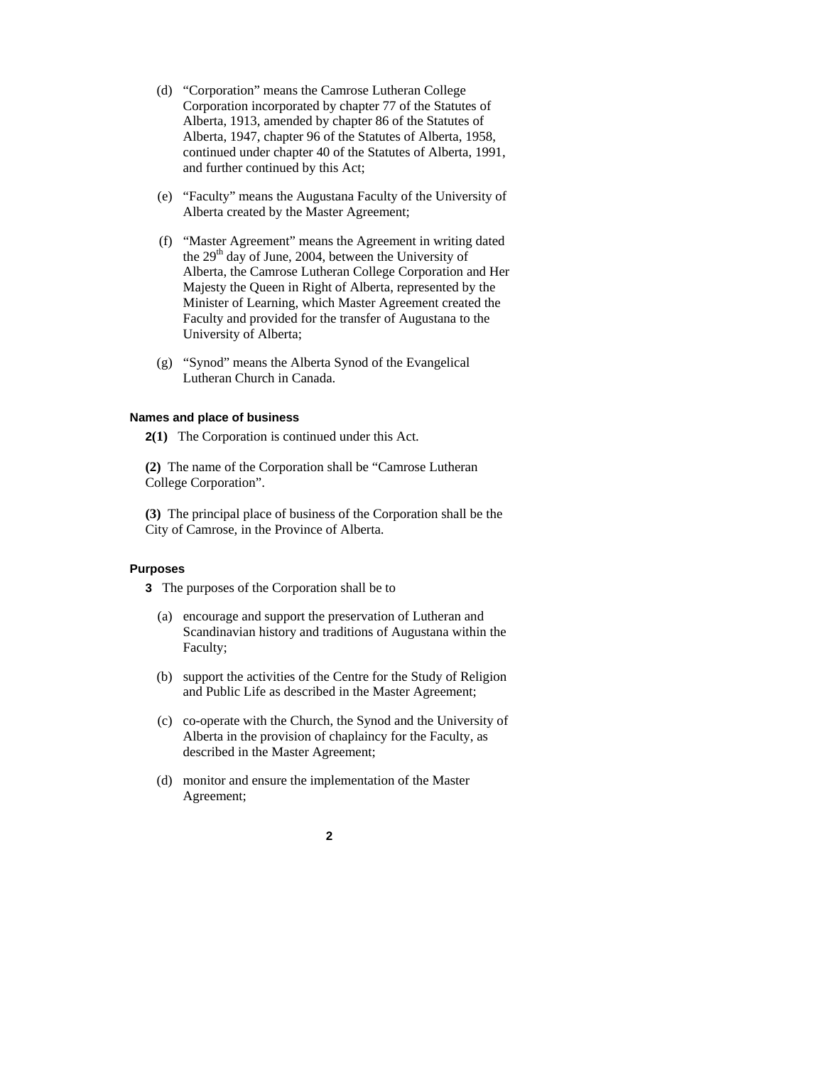(d) "Corporation" means the Camrose Lutheran College Corporation incorporated by chapter 77 of the Statutes of Alberta, 1913, amended by chapter 86 of the Statutes of Alberta, 1947, chapter 96 of the Statutes of Alberta, 1958, continued under chapter 40 of the Statutes of Alberta, 1991, and further continued by this Act;

(e) "Faculty" means the Augustana Faculty of the University of Alberta created by the Master Agreement;

(f) "Master Agreement" means the Agreement in writing dated the 29th day of June, 2004, between the University of Alberta, the Camrose Lutheran College Corporation and Her Majesty the Queen in Right of Alberta, represented by the Minister of Learning, which Master Agreement created the Faculty and provided for the transfer of Augustana to the University of Alberta;

(g) "Synod" means the Alberta Synod of the Evangelical Lutheran Church in Canada.

#### Names and place of business

**2(1)** The Corporation is continued under this Act.

**(2)** The name of the Corporation shall be "Camrose Lutheran College Corporation".

**(3)** The principal place of business of the Corporation shall be the City of Camrose, in the Province of Alberta.

#### Purposes

**3** The purposes of the Corporation shall be to

(a) encourage and support the preservation of Lutheran and Scandinavian history and traditions of Augustana within the Faculty;

(b) support the activities of the Centre for the Study of Religion and Public Life as described in the Master Agreement;

(c) co-operate with the Church, the Synod and the University of Alberta in the provision of chaplaincy for the Faculty, as described in the Master Agreement;

(d) monitor and ensure the implementation of the Master Agreement;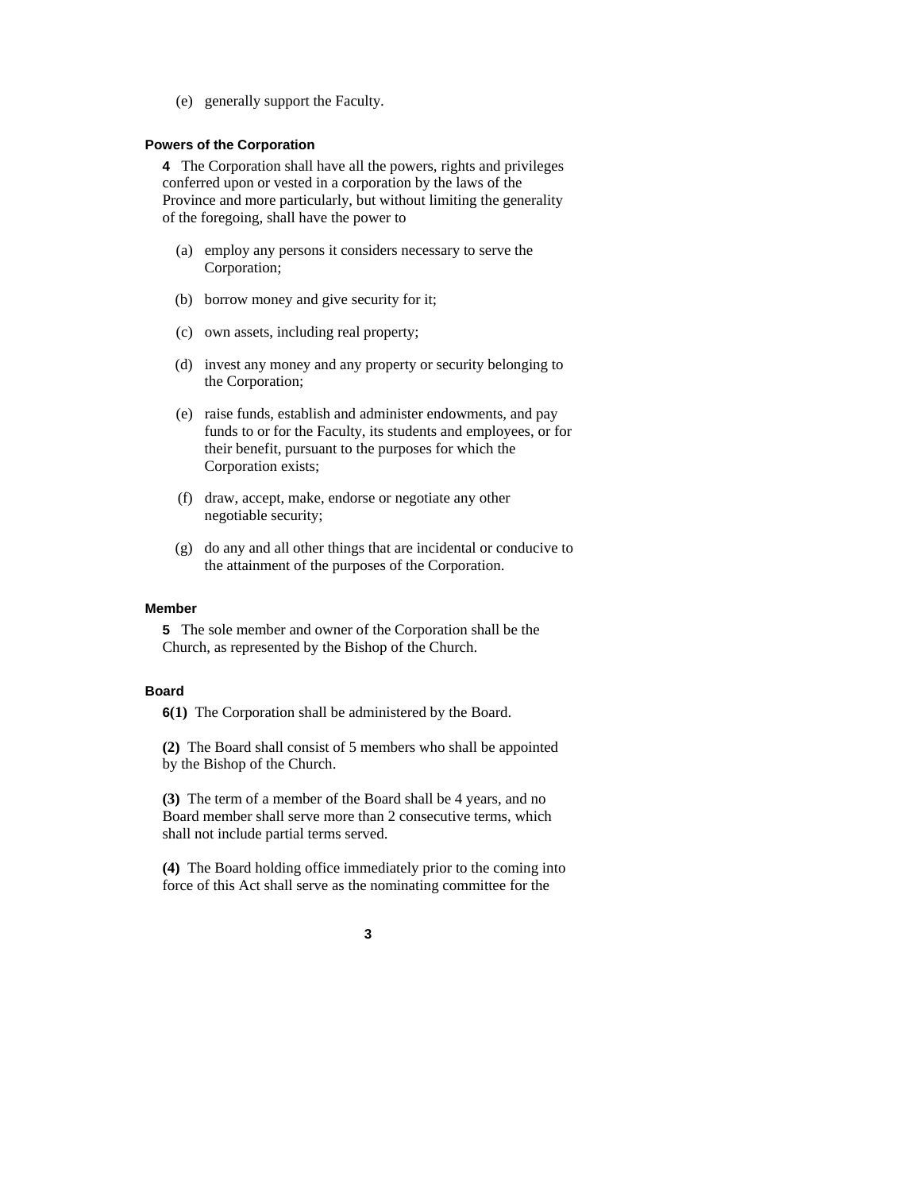(e) generally support the Faculty.

### Powers of the Corporation

**4** The Corporation shall have all the powers, rights and privileges conferred upon or vested in a corporation by the laws of the Province and more particularly, but without limiting the generality of the foregoing, shall have the power to

(a) employ any persons it considers necessary to serve the Corporation;

(b) borrow money and give security for it;

(c) own assets, including real property;

(d) invest any money and any property or security belonging to the Corporation;

(e) raise funds, establish and administer endowments, and pay funds to or for the Faculty, its students and employees, or for their benefit, pursuant to the purposes for which the Corporation exists;

(f) draw, accept, make, endorse or negotiate any other negotiable security;

(g) do any and all other things that are incidental or conducive to the attainment of the purposes of the Corporation.

### Member

**5** The sole member and owner of the Corporation shall be the Church, as represented by the Bishop of the Church.

### Board

**6(1)** The Corporation shall be administered by the Board.

**(2)** The Board shall consist of 5 members who shall be appointed by the Bishop of the Church.

**(3)** The term of a member of the Board shall be 4 years, and no Board member shall serve more than 2 consecutive terms, which shall not include partial terms served.

**(4)** The Board holding office immediately prior to the coming into force of this Act shall serve as the nominating committee for the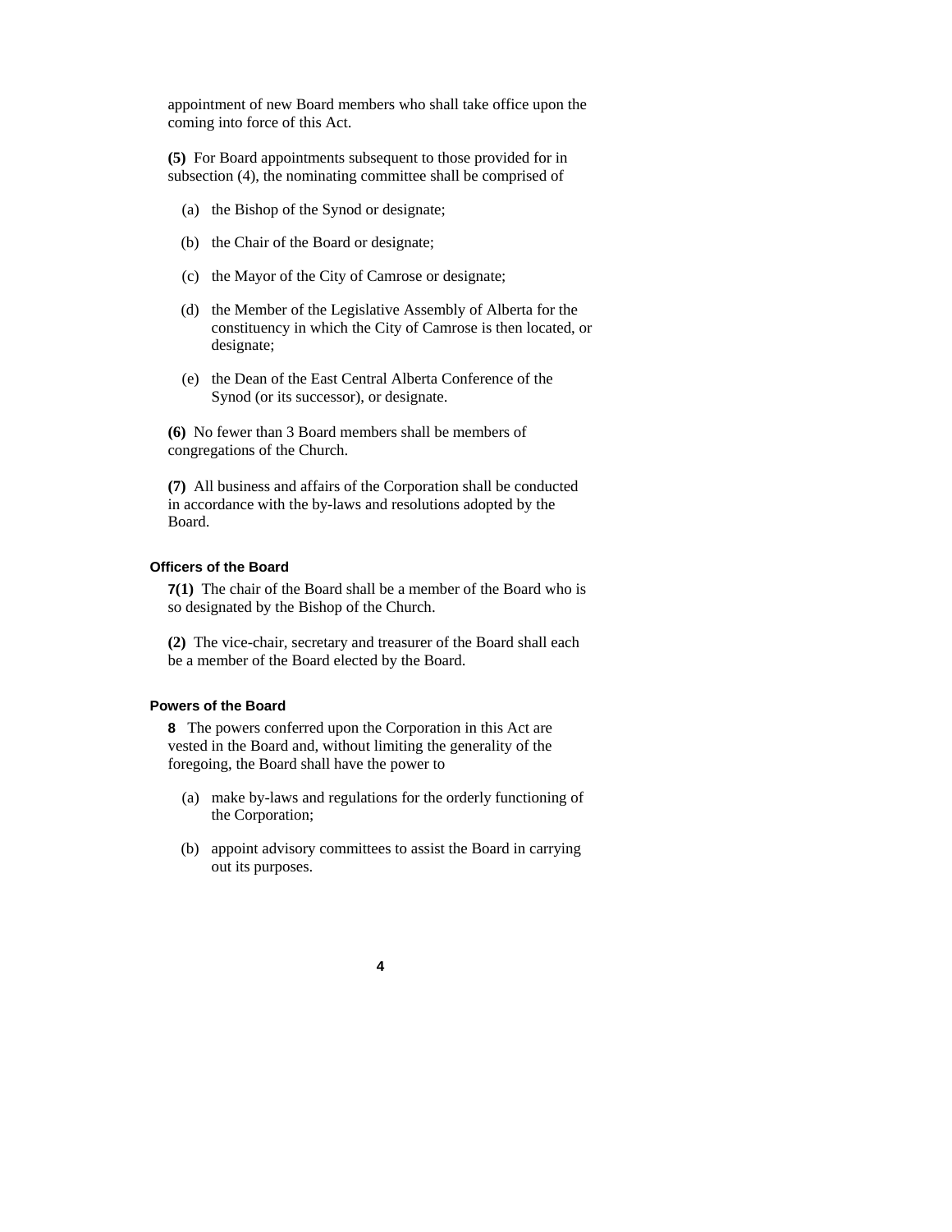appointment of new Board members who shall take office upon the coming into force of this Act.

**(5)** For Board appointments subsequent to those provided for in subsection (4), the nominating committee shall be comprised of

(a) the Bishop of the Synod or designate;

(b) the Chair of the Board or designate;

(c) the Mayor of the City of Camrose or designate;

(d) the Member of the Legislative Assembly of Alberta for the constituency in which the City of Camrose is then located, or designate;

(e) the Dean of the East Central Alberta Conference of the Synod (or its successor), or designate.

**(6)** No fewer than 3 Board members shall be members of congregations of the Church.

**(7)** All business and affairs of the Corporation shall be conducted in accordance with the by-laws and resolutions adopted by the Board.

### Officers of the Board

**7(1)** The chair of the Board shall be a member of the Board who is so designated by the Bishop of the Church.

**(2)** The vice-chair, secretary and treasurer of the Board shall each be a member of the Board elected by the Board.

### Powers of the Board

**8** The powers conferred upon the Corporation in this Act are vested in the Board and, without limiting the generality of the foregoing, the Board shall have the power to

(a) make by-laws and regulations for the orderly functioning of the Corporation;

(b) appoint advisory committees to assist the Board in carrying out its purposes.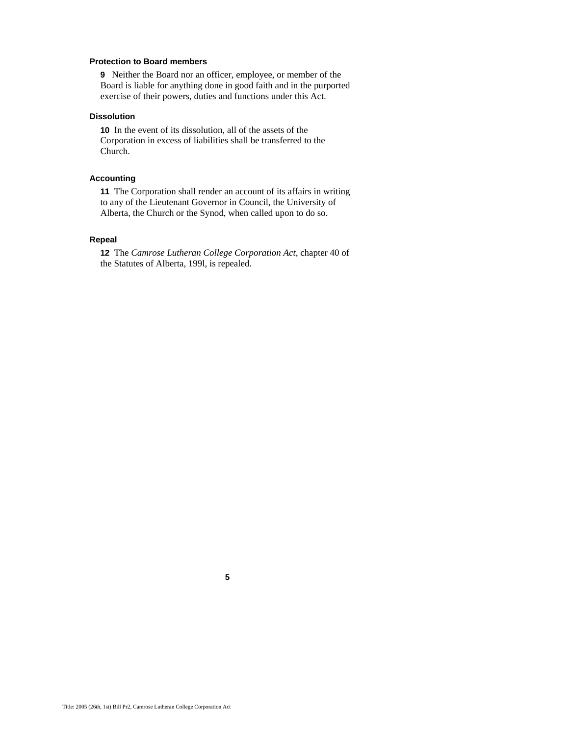### Protection to Board members

**9** Neither the Board nor an officer, employee, or member of the Board is liable for anything done in good faith and in the purported exercise of their powers, duties and functions under this Act.

### Dissolution

**10** In the event of its dissolution, all of the assets of the Corporation in excess of liabilities shall be transferred to the Church.

### Accounting

**11** The Corporation shall render an account of its affairs in writing to any of the Lieutenant Governor in Council, the University of Alberta, the Church or the Synod, when called upon to do so.

### Repeal

**12** The *Camrose Lutheran College Corporation Act*, chapter 40 of the Statutes of Alberta, 199l, is repealed.